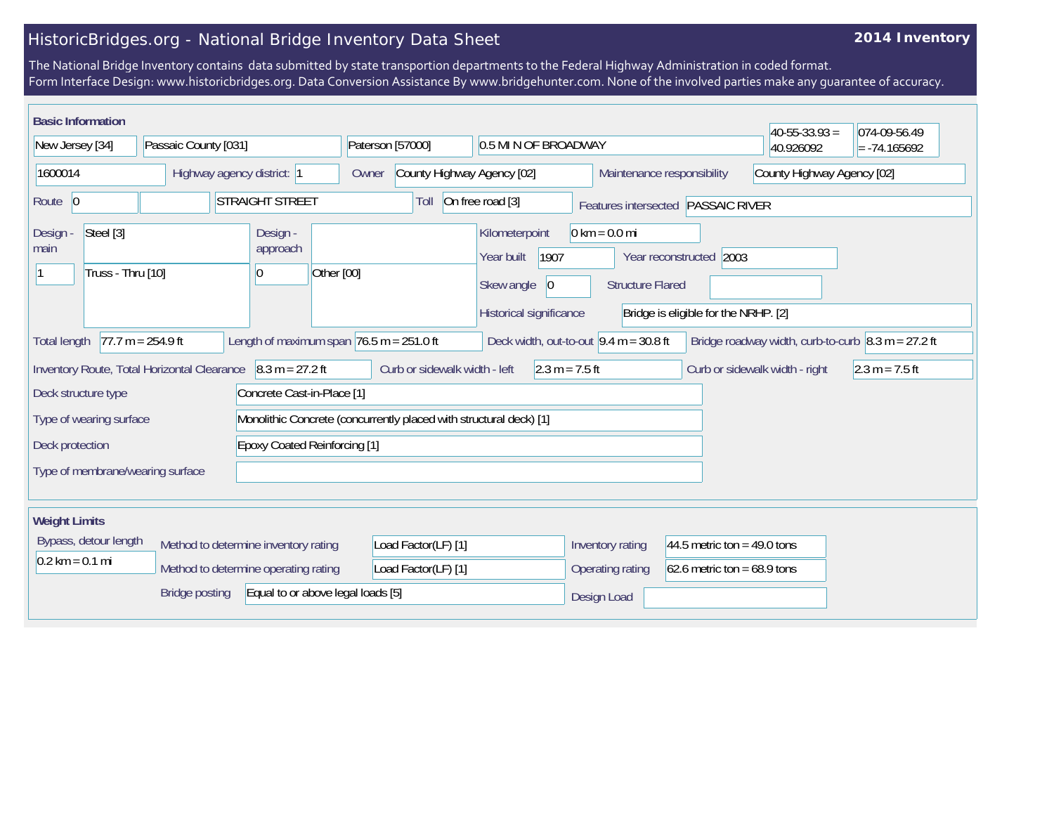# HistoricBridges.org - National Bridge Inventory Data Sheet

**2014 Inventory**

The National Bridge Inventory contains data submitted by state transportion departments to the Federal Highway Administration in coded format.
Form Interface Design: www.historicbridges.org. Data Conversion Assistance By www.bridgehunter.com. None of the involved parties make any guarantee of accuracy.

## Basic Information

New Jersey [34]
Passaic County [031]
Paterson [57000]
0.5 MI N OF BROADWAY
40-55-33.93 = 40.926092
074-09-56.49 = -74.165692

1600014
Highway agency district: 1
Owner: County Highway Agency [02]
Maintenance responsibility: County Highway Agency [02]

Route: 0
STRAIGHT STREET
Toll: On free road [3]
Features intersected: PASSAIC RIVER

Design - main: Steel [3]
1 — Truss - Thru [10]

Design - approach:
0 — Other [00]

Kilometerpoint: 0 km = 0.0 mi
Year built: 1907
Year reconstructed: 2003
Skew angle: 0
Structure Flared:
Historical significance: Bridge is eligible for the NRHP. [2]

Total length: 77.7 m = 254.9 ft
Length of maximum span: 76.5 m = 251.0 ft
Deck width, out-to-out: 9.4 m = 30.8 ft
Bridge roadway width, curb-to-curb: 8.3 m = 27.2 ft

Inventory Route, Total Horizontal Clearance: 8.3 m = 27.2 ft
Curb or sidewalk width - left: 2.3 m = 7.5 ft
Curb or sidewalk width - right: 2.3 m = 7.5 ft

Deck structure type: Concrete Cast-in-Place [1]
Type of wearing surface: Monolithic Concrete (concurrently placed with structural deck) [1]
Deck protection: Epoxy Coated Reinforcing [1]
Type of membrane/wearing surface:

## Weight Limits

Bypass, detour length: 0.2 km = 0.1 mi
Method to determine inventory rating: Load Factor(LF) [1]
Inventory rating: 44.5 metric ton = 49.0 tons
Method to determine operating rating: Load Factor(LF) [1]
Operating rating: 62.6 metric ton = 68.9 tons
Bridge posting: Equal to or above legal loads [5]
Design Load: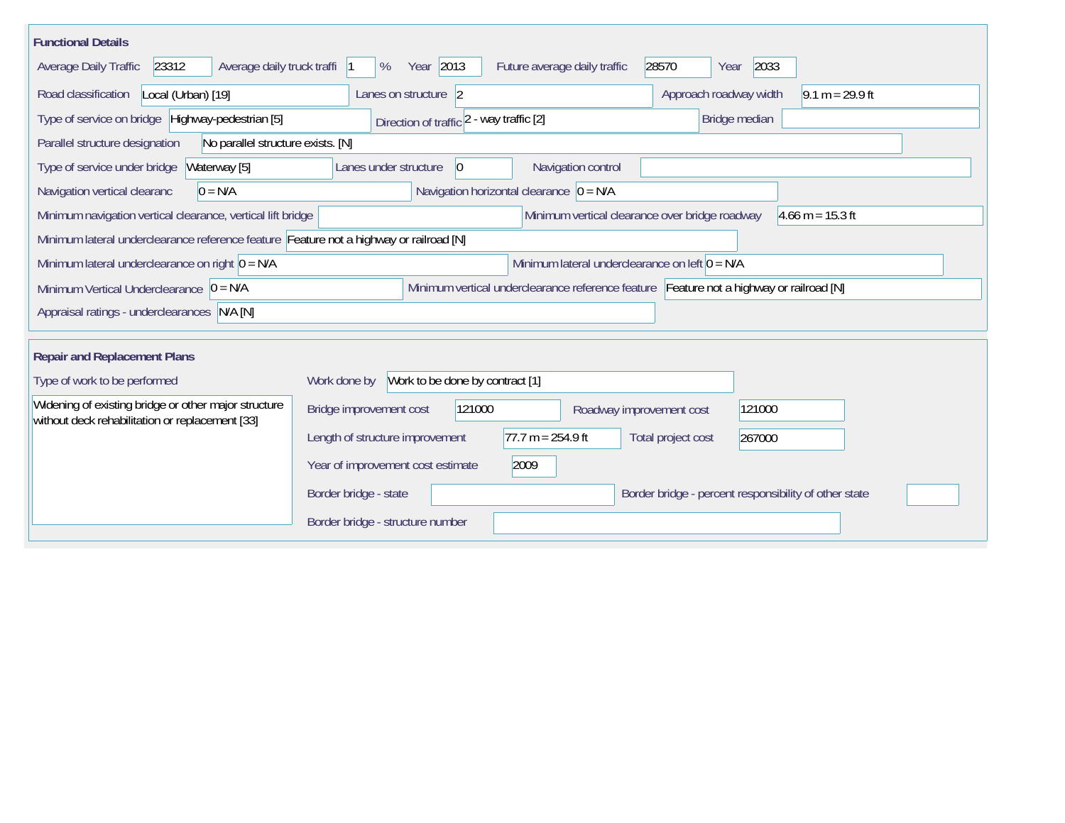## Functional Details

| | |
|---|---|
| Average Daily Traffic | 23312 |
| Average daily truck traffi | 1 % |
| Year | 2013 |
| Future average daily traffic | 28570 |
| Year | 2033 |
| Road classification | Local (Urban) [19] |
| Lanes on structure | 2 |
| Approach roadway width | 9.1 m = 29.9 ft |
| Type of service on bridge | Highway-pedestrian [5] |
| Direction of traffic | 2 - way traffic [2] |
| Bridge median | |
| Parallel structure designation | No parallel structure exists. [N] |
| Type of service under bridge | Waterway [5] |
| Lanes under structure | 0 |
| Navigation control | |
| Navigation vertical clearanc | 0 = N/A |
| Navigation horizontal clearance | 0 = N/A |
| Minimum navigation vertical clearance, vertical lift bridge | |
| Minimum vertical clearance over bridge roadway | 4.66 m = 15.3 ft |
| Minimum lateral underclearance reference feature | Feature not a highway or railroad [N] |
| Minimum lateral underclearance on right | 0 = N/A |
| Minimum lateral underclearance on left | 0 = N/A |
| Minimum Vertical Underclearance | 0 = N/A |
| Minimum vertical underclearance reference feature | Feature not a highway or railroad [N] |
| Appraisal ratings - underclearances | N/A [N] |

## Repair and Replacement Plans

| | |
|---|---|
| Type of work to be performed | Widening of existing bridge or other major structure without deck rehabilitation or replacement [33] |
| Work done by | Work to be done by contract [1] |
| Bridge improvement cost | 121000 |
| Roadway improvement cost | 121000 |
| Length of structure improvement | 77.7 m = 254.9 ft |
| Total project cost | 267000 |
| Year of improvement cost estimate | 2009 |
| Border bridge - state | |
| Border bridge - percent responsibility of other state | |
| Border bridge - structure number | |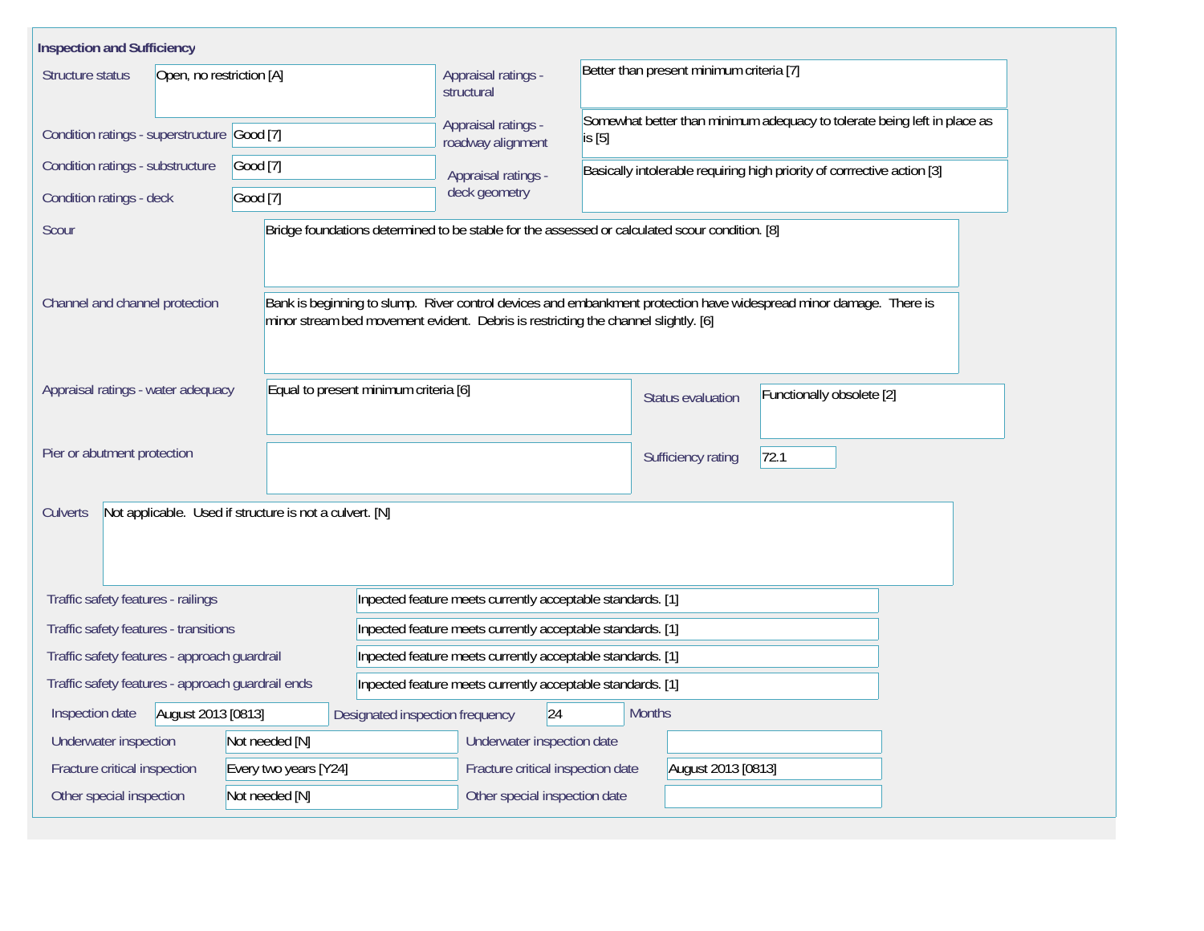## Inspection and Sufficiency

| Field | Value |
|---|---|
| Structure status | Open, no restriction [A] |
| Appraisal ratings - structural | Better than present minimum criteria [7] |
| Condition ratings - superstructure | Good [7] |
| Appraisal ratings - roadway alignment | Somewhat better than minimum adequacy to tolerate being left in place as is [5] |
| Condition ratings - substructure | Good [7] |
| Appraisal ratings - deck geometry | Basically intolerable requiring high priority of corrrective action [3] |
| Condition ratings - deck | Good [7] |
| Scour | Bridge foundations determined to be stable for the assessed or calculated scour condition. [8] |
| Channel and channel protection | Bank is beginning to slump. River control devices and embankment protection have widespread minor damage. There is minor stream bed movement evident. Debris is restricting the channel slightly. [6] |
| Appraisal ratings - water adequacy | Equal to present minimum criteria [6] |
| Status evaluation | Functionally obsolete [2] |
| Pier or abutment protection | |
| Sufficiency rating | 72.1 |
| Culverts | Not applicable. Used if structure is not a culvert. [N] |
| Traffic safety features - railings | Inpected feature meets currently acceptable standards. [1] |
| Traffic safety features - transitions | Inpected feature meets currently acceptable standards. [1] |
| Traffic safety features - approach guardrail | Inpected feature meets currently acceptable standards. [1] |
| Traffic safety features - approach guardrail ends | Inpected feature meets currently acceptable standards. [1] |
| Inspection date | August 2013 [0813] |
| Designated inspection frequency | 24 Months |
| Underwater inspection | Not needed [N] |
| Underwater inspection date | |
| Fracture critical inspection | Every two years [Y24] |
| Fracture critical inspection date | August 2013 [0813] |
| Other special inspection | Not needed [N] |
| Other special inspection date | |